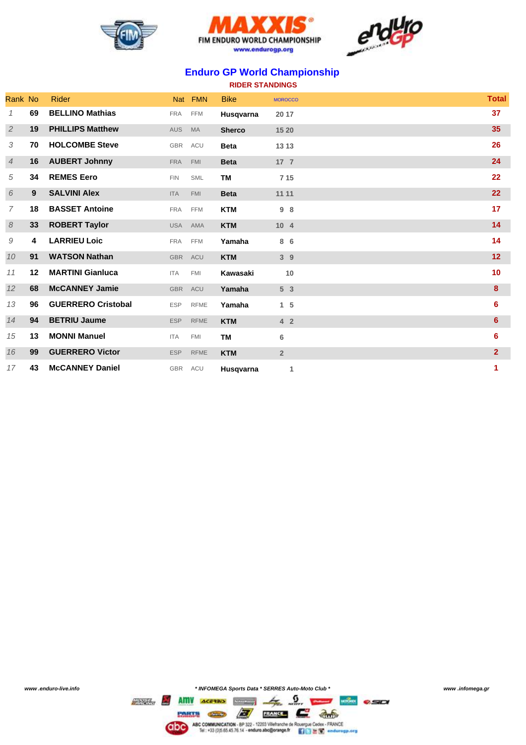# Enduro GP World Championship

## RIDER STANDINGS

| Rank | No | Rider | Nat | FMN | Bike | MOROCCO | | Total |
|---|---|---|---|---|---|---|---|---|
| 1 | 69 | BELLINO Mathias | FRA | FFM | Husqvarna | 20 | 17 | 37 |
| 2 | 19 | PHILLIPS Matthew | AUS | MA | Sherco | 15 | 20 | 35 |
| 3 | 70 | HOLCOMBE Steve | GBR | ACU | Beta | 13 | 13 | 26 |
| 4 | 16 | AUBERT Johnny | FRA | FMI | Beta | 17 | 7 | 24 |
| 5 | 34 | REMES Eero | FIN | SML | TM | 7 | 15 | 22 |
| 6 | 9 | SALVINI Alex | ITA | FMI | Beta | 11 | 11 | 22 |
| 7 | 18 | BASSET Antoine | FRA | FFM | KTM | 9 | 8 | 17 |
| 8 | 33 | ROBERT Taylor | USA | AMA | KTM | 10 | 4 | 14 |
| 9 | 4 | LARRIEU Loic | FRA | FFM | Yamaha | 8 | 6 | 14 |
| 10 | 91 | WATSON Nathan | GBR | ACU | KTM | 3 | 9 | 12 |
| 11 | 12 | MARTINI Gianluca | ITA | FMI | Kawasaki | | 10 | 10 |
| 12 | 68 | McCANNEY Jamie | GBR | ACU | Yamaha | 5 | 3 | 8 |
| 13 | 96 | GUERRERO Cristobal | ESP | RFME | Yamaha | 1 | 5 | 6 |
| 14 | 94 | BETRIU Jaume | ESP | RFME | KTM | 4 | 2 | 6 |
| 15 | 13 | MONNI Manuel | ITA | FMI | TM | 6 | | 6 |
| 16 | 99 | GUERRERO Victor | ESP | RFME | KTM | 2 | | 2 |
| 17 | 43 | McCANNEY Daniel | GBR | ACU | Husqvarna | | 1 | 1 |

*www .enduro-live.info* | *\* INFOMEGA Sports Data \* SERRES Auto-Moto Club \** | *www .infomega.gr*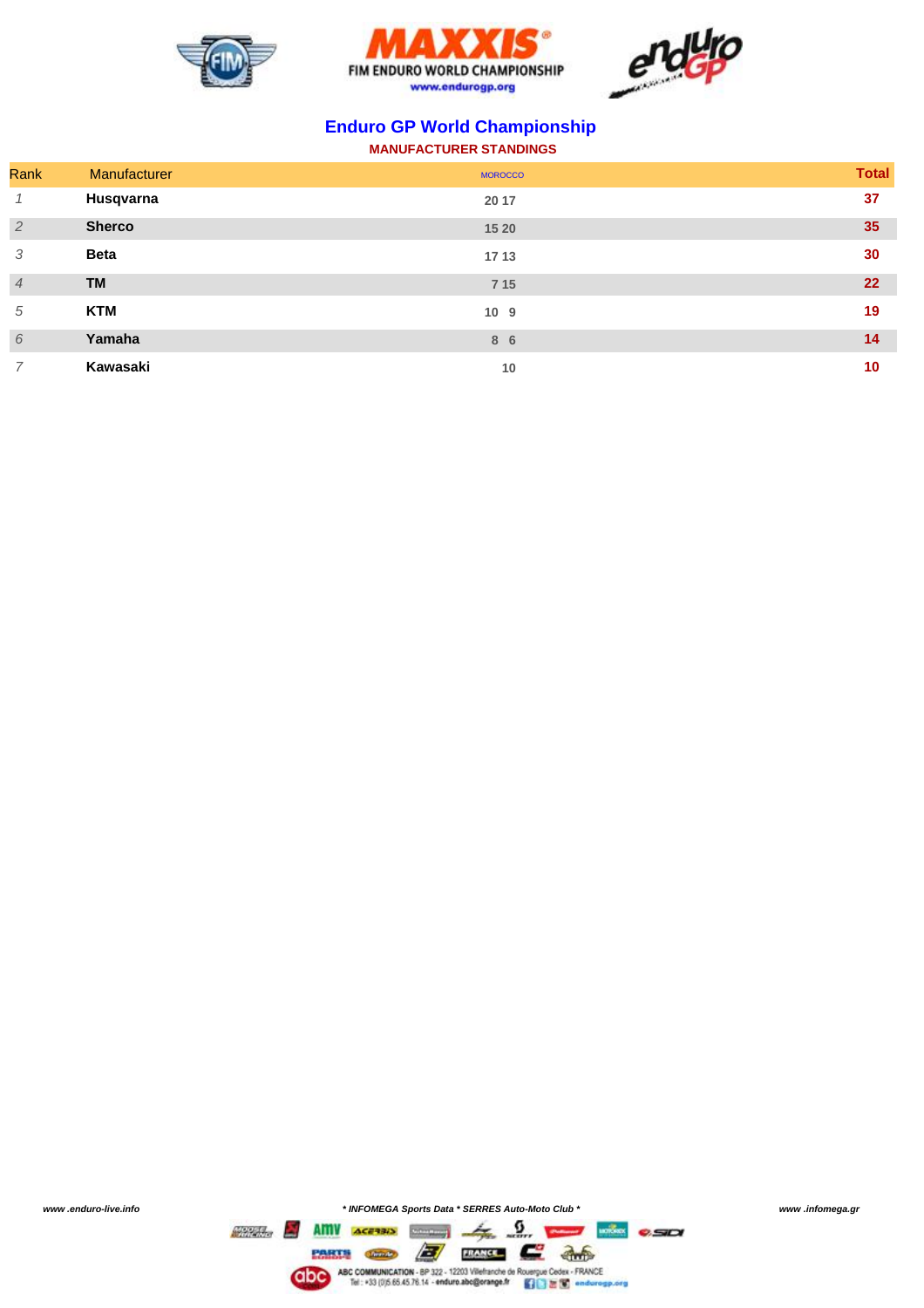## Enduro GP World Championship

### MANUFACTURER STANDINGS

| Rank | Manufacturer | MOROCCO | Total |
|---|---|---|---|
| 1 | **Husqvarna** | 20 17 | 37 |
| 2 | **Sherco** | 15 20 | 35 |
| 3 | **Beta** | 17 13 | 30 |
| 4 | **TM** | 7 15 | 22 |
| 5 | **KTM** | 10 9 | 19 |
| 6 | **Yamaha** | 8 6 | 14 |
| 7 | **Kawasaki** | 10 | 10 |

*www .enduro-live.info* *\* INFOMEGA Sports Data \* SERRES Auto-Moto Club \** *www .infomega.gr*

ABC COMMUNICATION - BP 322 - 12203 Villefranche de Rouergue Cedex - FRANCE
Tel : +33 (0)5.65.45.76.14 - enduro.abc@orange.fr